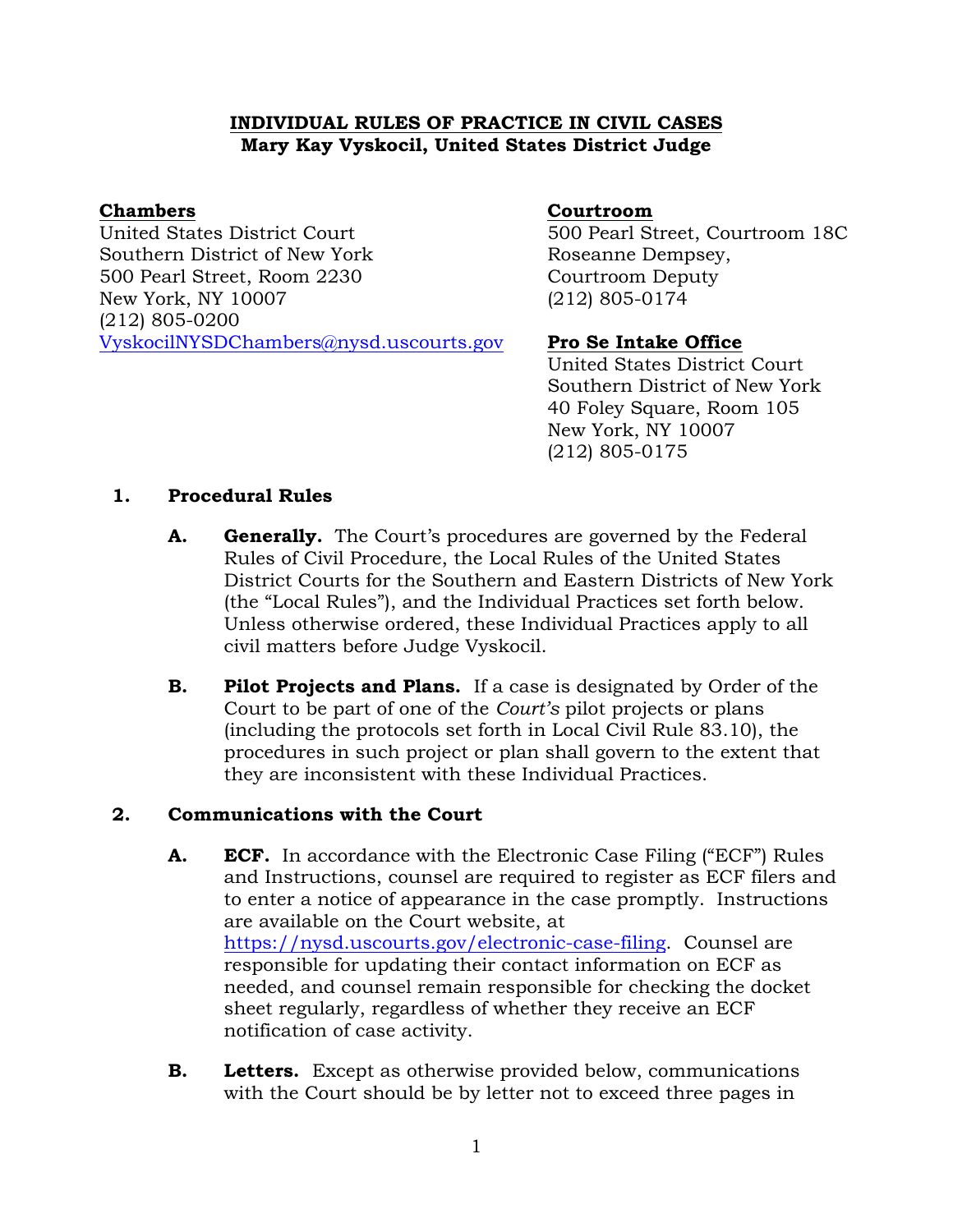# INDIVIDUAL RULES OF PRACTICE IN CIVIL CASES

**Mary Kay Vyskocil, United States District Judge**

**Chambers**
United States District Court
Southern District of New York
500 Pearl Street, Room 2230
New York, NY 10007
(212) 805-0200
VyskocilNYSDChambers@nysd.uscourts.gov

**Courtroom**
500 Pearl Street, Courtroom 18C
Roseanne Dempsey,
Courtroom Deputy
(212) 805-0174

**Pro Se Intake Office**
United States District Court
Southern District of New York
40 Foley Square, Room 105
New York, NY 10007
(212) 805-0175

## 1. Procedural Rules

**A. Generally.** The Court's procedures are governed by the Federal Rules of Civil Procedure, the Local Rules of the United States District Courts for the Southern and Eastern Districts of New York (the "Local Rules"), and the Individual Practices set forth below. Unless otherwise ordered, these Individual Practices apply to all civil matters before Judge Vyskocil.

**B. Pilot Projects and Plans.** If a case is designated by Order of the Court to be part of one of the *Court's* pilot projects or plans (including the protocols set forth in Local Civil Rule 83.10), the procedures in such project or plan shall govern to the extent that they are inconsistent with these Individual Practices.

## 2. Communications with the Court

**A. ECF.** In accordance with the Electronic Case Filing ("ECF") Rules and Instructions, counsel are required to register as ECF filers and to enter a notice of appearance in the case promptly. Instructions are available on the Court website, at https://nysd.uscourts.gov/electronic-case-filing. Counsel are responsible for updating their contact information on ECF as needed, and counsel remain responsible for checking the docket sheet regularly, regardless of whether they receive an ECF notification of case activity.

**B. Letters.** Except as otherwise provided below, communications with the Court should be by letter not to exceed three pages in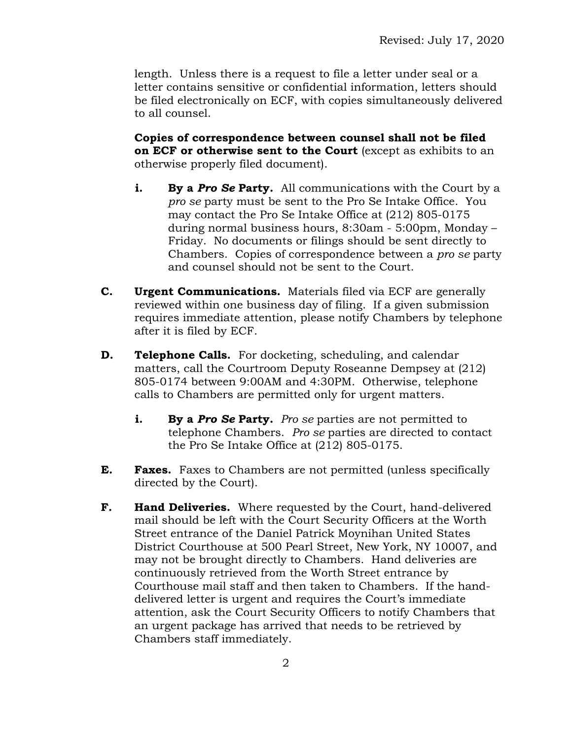length. Unless there is a request to file a letter under seal or a letter contains sensitive or confidential information, letters should be filed electronically on ECF, with copies simultaneously delivered to all counsel.

**Copies of correspondence between counsel shall not be filed on ECF or otherwise sent to the Court** (except as exhibits to an otherwise properly filed document).

- **i. By a *Pro Se* Party.** All communications with the Court by a *pro se* party must be sent to the Pro Se Intake Office. You may contact the Pro Se Intake Office at (212) 805-0175 during normal business hours, 8:30am - 5:00pm, Monday – Friday. No documents or filings should be sent directly to Chambers. Copies of correspondence between a *pro se* party and counsel should not be sent to the Court.

**C. Urgent Communications.** Materials filed via ECF are generally reviewed within one business day of filing. If a given submission requires immediate attention, please notify Chambers by telephone after it is filed by ECF.

**D. Telephone Calls.** For docketing, scheduling, and calendar matters, call the Courtroom Deputy Roseanne Dempsey at (212) 805-0174 between 9:00AM and 4:30PM. Otherwise, telephone calls to Chambers are permitted only for urgent matters.

- **i. By a *Pro Se* Party.** *Pro se* parties are not permitted to telephone Chambers. *Pro se* parties are directed to contact the Pro Se Intake Office at (212) 805-0175.

**E. Faxes.** Faxes to Chambers are not permitted (unless specifically directed by the Court).

**F. Hand Deliveries.** Where requested by the Court, hand-delivered mail should be left with the Court Security Officers at the Worth Street entrance of the Daniel Patrick Moynihan United States District Courthouse at 500 Pearl Street, New York, NY 10007, and may not be brought directly to Chambers. Hand deliveries are continuously retrieved from the Worth Street entrance by Courthouse mail staff and then taken to Chambers. If the hand-delivered letter is urgent and requires the Court's immediate attention, ask the Court Security Officers to notify Chambers that an urgent package has arrived that needs to be retrieved by Chambers staff immediately.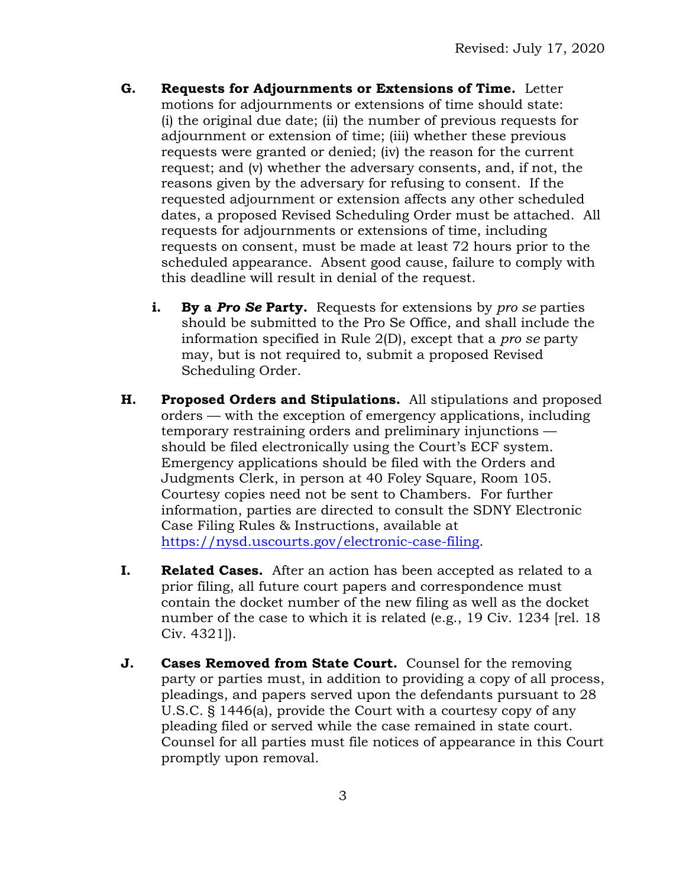**G. Requests for Adjournments or Extensions of Time.** Letter motions for adjournments or extensions of time should state: (i) the original due date; (ii) the number of previous requests for adjournment or extension of time; (iii) whether these previous requests were granted or denied; (iv) the reason for the current request; and (v) whether the adversary consents, and, if not, the reasons given by the adversary for refusing to consent. If the requested adjournment or extension affects any other scheduled dates, a proposed Revised Scheduling Order must be attached. All requests for adjournments or extensions of time, including requests on consent, must be made at least 72 hours prior to the scheduled appearance. Absent good cause, failure to comply with this deadline will result in denial of the request.

- **i. By a *Pro Se* Party.** Requests for extensions by *pro se* parties should be submitted to the Pro Se Office, and shall include the information specified in Rule 2(D), except that a *pro se* party may, but is not required to, submit a proposed Revised Scheduling Order.

**H. Proposed Orders and Stipulations.** All stipulations and proposed orders — with the exception of emergency applications, including temporary restraining orders and preliminary injunctions — should be filed electronically using the Court's ECF system. Emergency applications should be filed with the Orders and Judgments Clerk, in person at 40 Foley Square, Room 105. Courtesy copies need not be sent to Chambers. For further information, parties are directed to consult the SDNY Electronic Case Filing Rules & Instructions, available at [https://nysd.uscourts.gov/electronic-case-filing](https://nysd.uscourts.gov/electronic-case-filing).

**I. Related Cases.** After an action has been accepted as related to a prior filing, all future court papers and correspondence must contain the docket number of the new filing as well as the docket number of the case to which it is related (e.g., 19 Civ. 1234 [rel. 18 Civ. 4321]).

**J. Cases Removed from State Court.** Counsel for the removing party or parties must, in addition to providing a copy of all process, pleadings, and papers served upon the defendants pursuant to 28 U.S.C. § 1446(a), provide the Court with a courtesy copy of any pleading filed or served while the case remained in state court. Counsel for all parties must file notices of appearance in this Court promptly upon removal.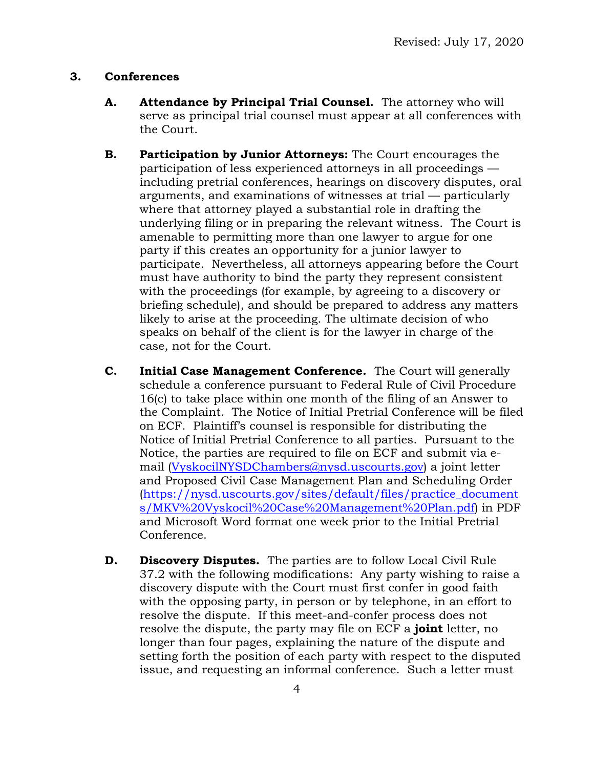### 3. Conferences

**A. Attendance by Principal Trial Counsel.** The attorney who will serve as principal trial counsel must appear at all conferences with the Court.

**B. Participation by Junior Attorneys:** The Court encourages the participation of less experienced attorneys in all proceedings — including pretrial conferences, hearings on discovery disputes, oral arguments, and examinations of witnesses at trial — particularly where that attorney played a substantial role in drafting the underlying filing or in preparing the relevant witness. The Court is amenable to permitting more than one lawyer to argue for one party if this creates an opportunity for a junior lawyer to participate. Nevertheless, all attorneys appearing before the Court must have authority to bind the party they represent consistent with the proceedings (for example, by agreeing to a discovery or briefing schedule), and should be prepared to address any matters likely to arise at the proceeding. The ultimate decision of who speaks on behalf of the client is for the lawyer in charge of the case, not for the Court.

**C. Initial Case Management Conference.** The Court will generally schedule a conference pursuant to Federal Rule of Civil Procedure 16(c) to take place within one month of the filing of an Answer to the Complaint. The Notice of Initial Pretrial Conference will be filed on ECF. Plaintiff's counsel is responsible for distributing the Notice of Initial Pretrial Conference to all parties. Pursuant to the Notice, the parties are required to file on ECF and submit via e-mail ([VyskocilNYSDChambers@nysd.uscourts.gov](mailto:VyskocilNYSDChambers@nysd.uscourts.gov)) a joint letter and Proposed Civil Case Management Plan and Scheduling Order ([https://nysd.uscourts.gov/sites/default/files/practice_documents/MKV%20Vyskocil%20Case%20Management%20Plan.pdf](https://nysd.uscourts.gov/sites/default/files/practice_documents/MKV%20Vyskocil%20Case%20Management%20Plan.pdf)) in PDF and Microsoft Word format one week prior to the Initial Pretrial Conference.

**D. Discovery Disputes.** The parties are to follow Local Civil Rule 37.2 with the following modifications: Any party wishing to raise a discovery dispute with the Court must first confer in good faith with the opposing party, in person or by telephone, in an effort to resolve the dispute. If this meet-and-confer process does not resolve the dispute, the party may file on ECF a **joint** letter, no longer than four pages, explaining the nature of the dispute and setting forth the position of each party with respect to the disputed issue, and requesting an informal conference. Such a letter must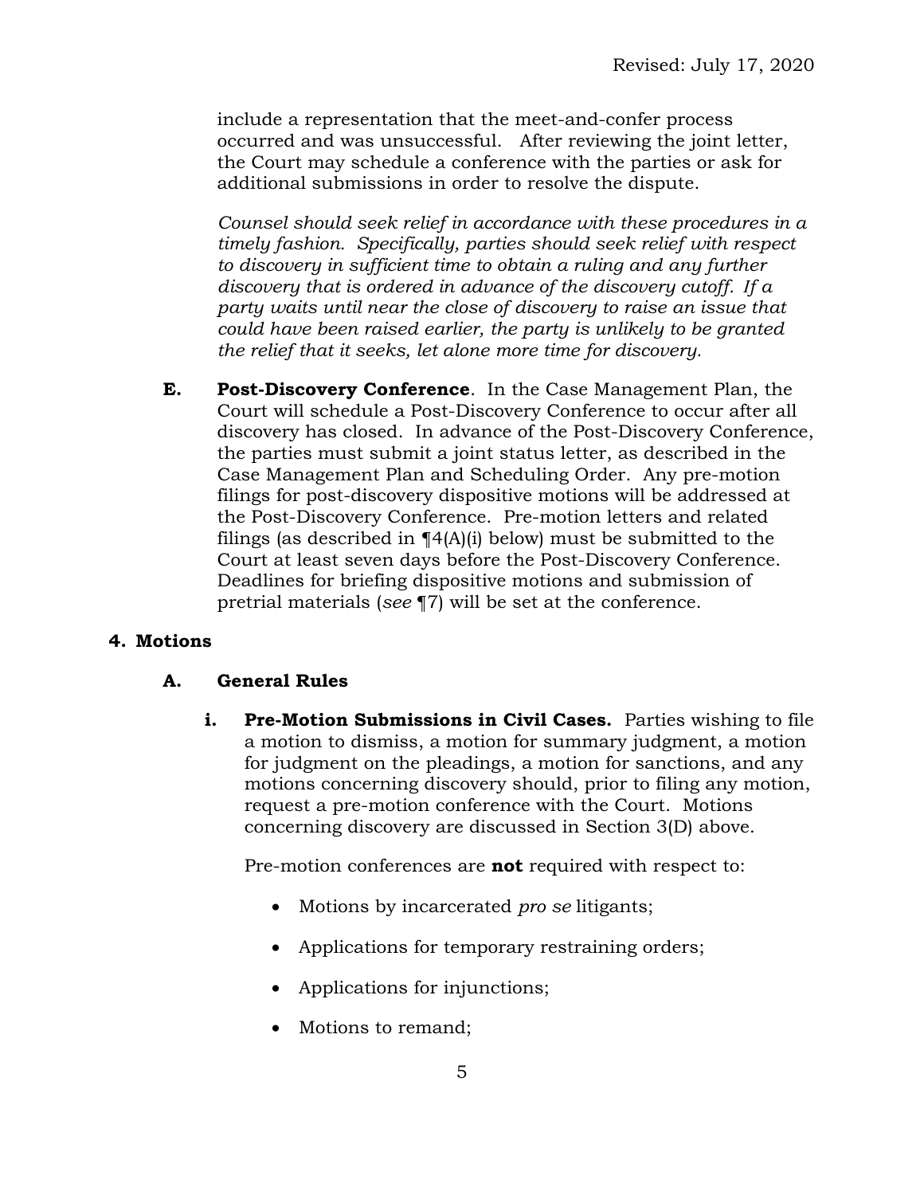include a representation that the meet-and-confer process occurred and was unsuccessful. After reviewing the joint letter, the Court may schedule a conference with the parties or ask for additional submissions in order to resolve the dispute.

*Counsel should seek relief in accordance with these procedures in a timely fashion. Specifically, parties should seek relief with respect to discovery in sufficient time to obtain a ruling and any further discovery that is ordered in advance of the discovery cutoff. If a party waits until near the close of discovery to raise an issue that could have been raised earlier, the party is unlikely to be granted the relief that it seeks, let alone more time for discovery.*

**E. Post-Discovery Conference**. In the Case Management Plan, the Court will schedule a Post-Discovery Conference to occur after all discovery has closed. In advance of the Post-Discovery Conference, the parties must submit a joint status letter, as described in the Case Management Plan and Scheduling Order. Any pre-motion filings for post-discovery dispositive motions will be addressed at the Post-Discovery Conference. Pre-motion letters and related filings (as described in ¶4(A)(i) below) must be submitted to the Court at least seven days before the Post-Discovery Conference. Deadlines for briefing dispositive motions and submission of pretrial materials (*see* ¶7) will be set at the conference.

## 4. Motions

### A. General Rules

**i. Pre-Motion Submissions in Civil Cases.** Parties wishing to file a motion to dismiss, a motion for summary judgment, a motion for judgment on the pleadings, a motion for sanctions, and any motions concerning discovery should, prior to filing any motion, request a pre-motion conference with the Court. Motions concerning discovery are discussed in Section 3(D) above.

Pre-motion conferences are **not** required with respect to:

- Motions by incarcerated *pro se* litigants;
- Applications for temporary restraining orders;
- Applications for injunctions;
- Motions to remand;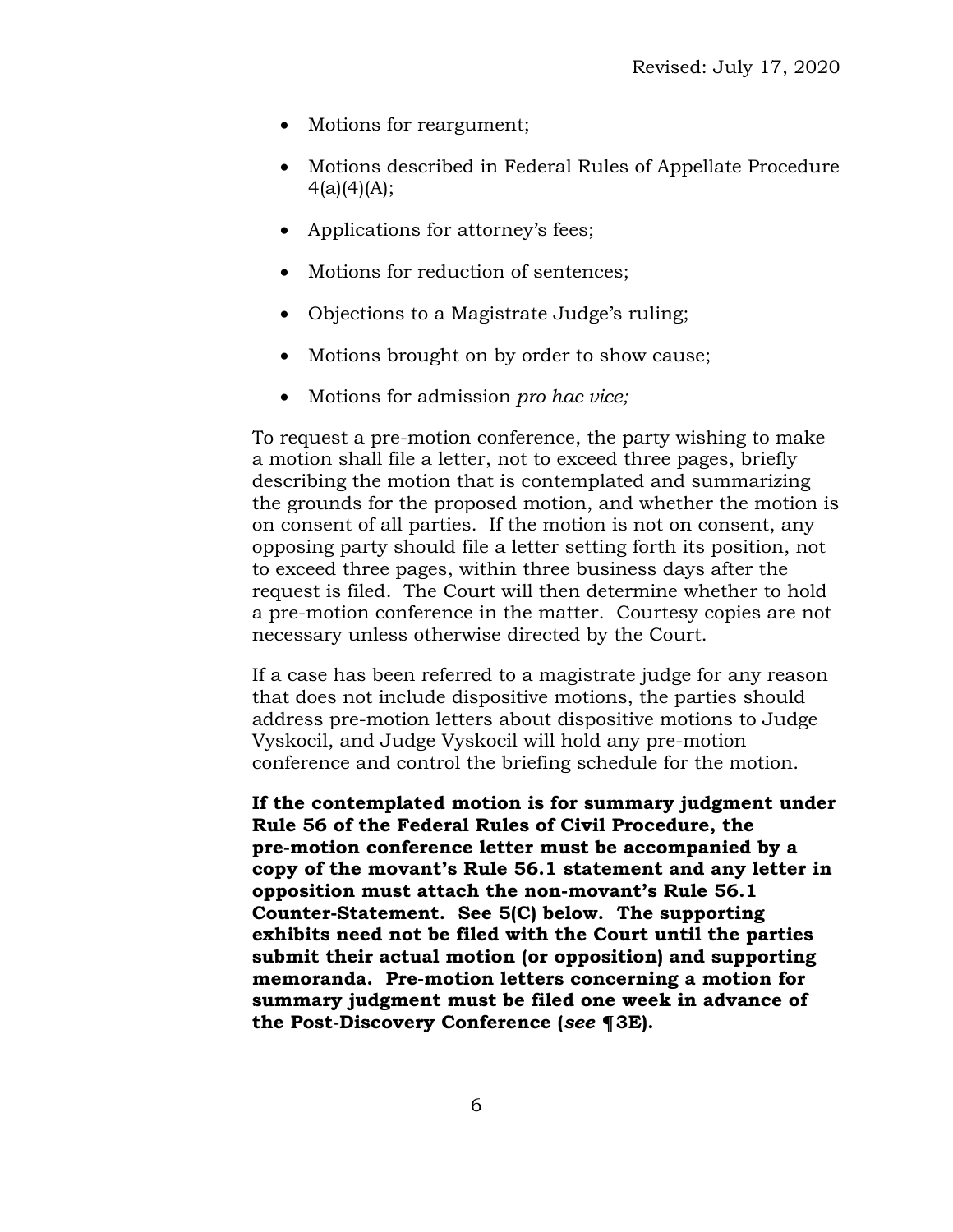- Motions for reargument;
- Motions described in Federal Rules of Appellate Procedure 4(a)(4)(A);
- Applications for attorney's fees;
- Motions for reduction of sentences;
- Objections to a Magistrate Judge's ruling;
- Motions brought on by order to show cause;
- Motions for admission *pro hac vice;*

To request a pre-motion conference, the party wishing to make a motion shall file a letter, not to exceed three pages, briefly describing the motion that is contemplated and summarizing the grounds for the proposed motion, and whether the motion is on consent of all parties. If the motion is not on consent, any opposing party should file a letter setting forth its position, not to exceed three pages, within three business days after the request is filed. The Court will then determine whether to hold a pre-motion conference in the matter. Courtesy copies are not necessary unless otherwise directed by the Court.

If a case has been referred to a magistrate judge for any reason that does not include dispositive motions, the parties should address pre-motion letters about dispositive motions to Judge Vyskocil, and Judge Vyskocil will hold any pre-motion conference and control the briefing schedule for the motion.

**If the contemplated motion is for summary judgment under Rule 56 of the Federal Rules of Civil Procedure, the pre-motion conference letter must be accompanied by a copy of the movant's Rule 56.1 statement and any letter in opposition must attach the non-movant's Rule 56.1 Counter-Statement. See 5(C) below. The supporting exhibits need not be filed with the Court until the parties submit their actual motion (or opposition) and supporting memoranda. Pre-motion letters concerning a motion for summary judgment must be filed one week in advance of the Post-Discovery Conference (*see* ¶3E).**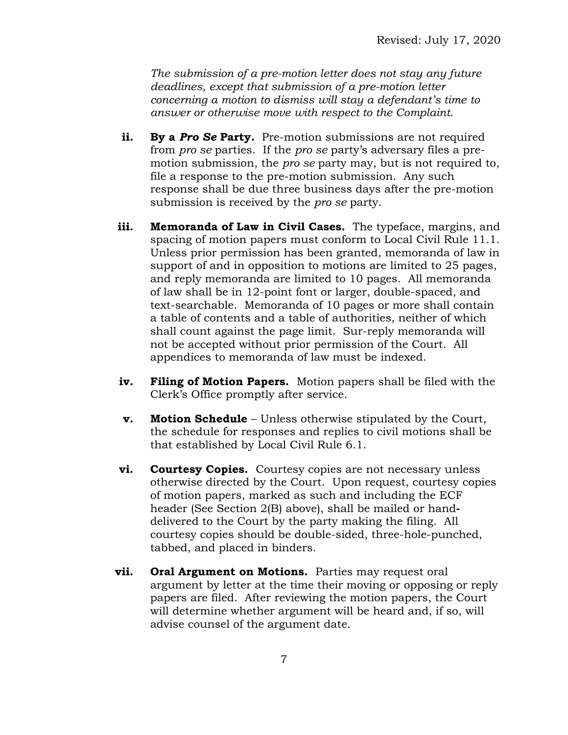*The submission of a pre-motion letter does not stay any future deadlines, except that submission of a pre-motion letter concerning a motion to dismiss will stay a defendant's time to answer or otherwise move with respect to the Complaint.*

**ii. By a *Pro Se* Party.** Pre-motion submissions are not required from *pro se* parties. If the *pro se* party's adversary files a pre-motion submission, the *pro se* party may, but is not required to, file a response to the pre-motion submission. Any such response shall be due three business days after the pre-motion submission is received by the *pro se* party.

**iii. Memoranda of Law in Civil Cases.** The typeface, margins, and spacing of motion papers must conform to Local Civil Rule 11.1. Unless prior permission has been granted, memoranda of law in support of and in opposition to motions are limited to 25 pages, and reply memoranda are limited to 10 pages. All memoranda of law shall be in 12-point font or larger, double-spaced, and text-searchable. Memoranda of 10 pages or more shall contain a table of contents and a table of authorities, neither of which shall count against the page limit. Sur-reply memoranda will not be accepted without prior permission of the Court. All appendices to memoranda of law must be indexed.

**iv. Filing of Motion Papers.** Motion papers shall be filed with the Clerk's Office promptly after service.

**v. Motion Schedule** – Unless otherwise stipulated by the Court, the schedule for responses and replies to civil motions shall be that established by Local Civil Rule 6.1.

**vi. Courtesy Copies.** Courtesy copies are not necessary unless otherwise directed by the Court. Upon request, courtesy copies of motion papers, marked as such and including the ECF header (See Section 2(B) above), shall be mailed or hand-delivered to the Court by the party making the filing. All courtesy copies should be double-sided, three-hole-punched, tabbed, and placed in binders.

**vii. Oral Argument on Motions.** Parties may request oral argument by letter at the time their moving or opposing or reply papers are filed. After reviewing the motion papers, the Court will determine whether argument will be heard and, if so, will advise counsel of the argument date.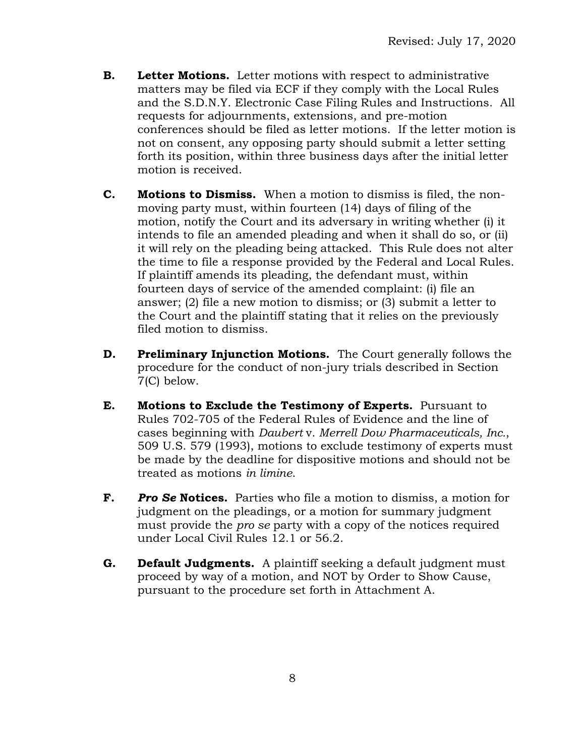**B. Letter Motions.** Letter motions with respect to administrative matters may be filed via ECF if they comply with the Local Rules and the S.D.N.Y. Electronic Case Filing Rules and Instructions. All requests for adjournments, extensions, and pre-motion conferences should be filed as letter motions. If the letter motion is not on consent, any opposing party should submit a letter setting forth its position, within three business days after the initial letter motion is received.

**C. Motions to Dismiss.** When a motion to dismiss is filed, the non-moving party must, within fourteen (14) days of filing of the motion, notify the Court and its adversary in writing whether (i) it intends to file an amended pleading and when it shall do so, or (ii) it will rely on the pleading being attacked. This Rule does not alter the time to file a response provided by the Federal and Local Rules. If plaintiff amends its pleading, the defendant must, within fourteen days of service of the amended complaint: (i) file an answer; (2) file a new motion to dismiss; or (3) submit a letter to the Court and the plaintiff stating that it relies on the previously filed motion to dismiss.

**D. Preliminary Injunction Motions.** The Court generally follows the procedure for the conduct of non-jury trials described in Section 7(C) below.

**E. Motions to Exclude the Testimony of Experts.** Pursuant to Rules 702-705 of the Federal Rules of Evidence and the line of cases beginning with *Daubert* v. *Merrell Dow Pharmaceuticals, Inc.*, 509 U.S. 579 (1993), motions to exclude testimony of experts must be made by the deadline for dispositive motions and should not be treated as motions *in limine*.

**F. *Pro Se* Notices.** Parties who file a motion to dismiss, a motion for judgment on the pleadings, or a motion for summary judgment must provide the *pro se* party with a copy of the notices required under Local Civil Rules 12.1 or 56.2.

**G. Default Judgments.** A plaintiff seeking a default judgment must proceed by way of a motion, and NOT by Order to Show Cause, pursuant to the procedure set forth in Attachment A.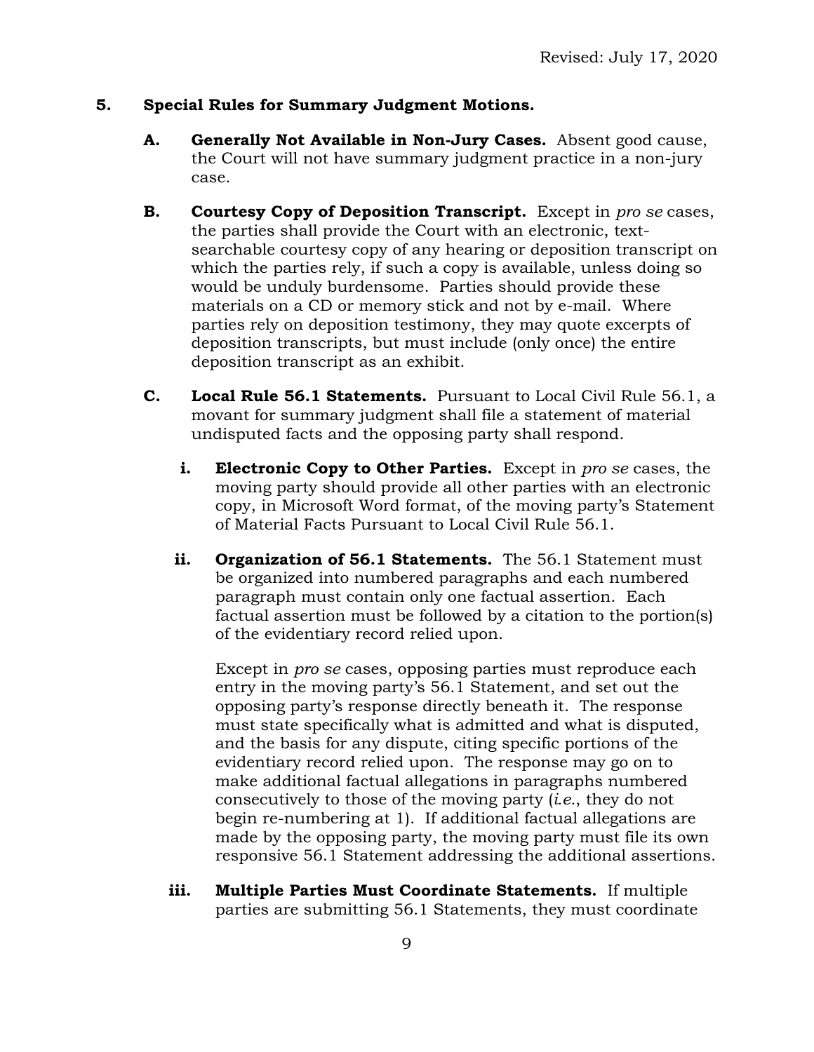Revised: July 17, 2020

## 5. Special Rules for Summary Judgment Motions.

**A. Generally Not Available in Non-Jury Cases.** Absent good cause, the Court will not have summary judgment practice in a non-jury case.

**B. Courtesy Copy of Deposition Transcript.** Except in *pro se* cases, the parties shall provide the Court with an electronic, text-searchable courtesy copy of any hearing or deposition transcript on which the parties rely, if such a copy is available, unless doing so would be unduly burdensome. Parties should provide these materials on a CD or memory stick and not by e-mail. Where parties rely on deposition testimony, they may quote excerpts of deposition transcripts, but must include (only once) the entire deposition transcript as an exhibit.

**C. Local Rule 56.1 Statements.** Pursuant to Local Civil Rule 56.1, a movant for summary judgment shall file a statement of material undisputed facts and the opposing party shall respond.

**i. Electronic Copy to Other Parties.** Except in *pro se* cases, the moving party should provide all other parties with an electronic copy, in Microsoft Word format, of the moving party's Statement of Material Facts Pursuant to Local Civil Rule 56.1.

**ii. Organization of 56.1 Statements.** The 56.1 Statement must be organized into numbered paragraphs and each numbered paragraph must contain only one factual assertion. Each factual assertion must be followed by a citation to the portion(s) of the evidentiary record relied upon.

Except in *pro se* cases, opposing parties must reproduce each entry in the moving party's 56.1 Statement, and set out the opposing party's response directly beneath it. The response must state specifically what is admitted and what is disputed, and the basis for any dispute, citing specific portions of the evidentiary record relied upon. The response may go on to make additional factual allegations in paragraphs numbered consecutively to those of the moving party (*i.e.*, they do not begin re-numbering at 1). If additional factual allegations are made by the opposing party, the moving party must file its own responsive 56.1 Statement addressing the additional assertions.

**iii. Multiple Parties Must Coordinate Statements.** If multiple parties are submitting 56.1 Statements, they must coordinate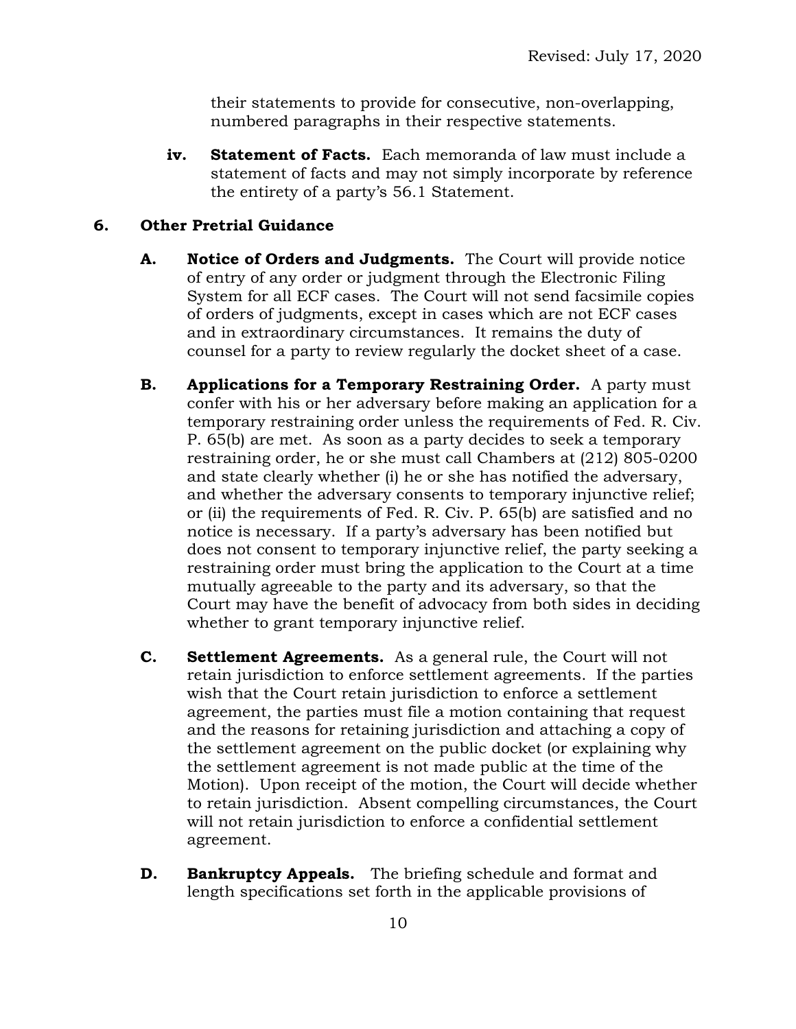their statements to provide for consecutive, non-overlapping, numbered paragraphs in their respective statements.

**iv. Statement of Facts.** Each memoranda of law must include a statement of facts and may not simply incorporate by reference the entirety of a party's 56.1 Statement.

## 6. Other Pretrial Guidance

**A. Notice of Orders and Judgments.** The Court will provide notice of entry of any order or judgment through the Electronic Filing System for all ECF cases. The Court will not send facsimile copies of orders of judgments, except in cases which are not ECF cases and in extraordinary circumstances. It remains the duty of counsel for a party to review regularly the docket sheet of a case.

**B. Applications for a Temporary Restraining Order.** A party must confer with his or her adversary before making an application for a temporary restraining order unless the requirements of Fed. R. Civ. P. 65(b) are met. As soon as a party decides to seek a temporary restraining order, he or she must call Chambers at (212) 805-0200 and state clearly whether (i) he or she has notified the adversary, and whether the adversary consents to temporary injunctive relief; or (ii) the requirements of Fed. R. Civ. P. 65(b) are satisfied and no notice is necessary. If a party's adversary has been notified but does not consent to temporary injunctive relief, the party seeking a restraining order must bring the application to the Court at a time mutually agreeable to the party and its adversary, so that the Court may have the benefit of advocacy from both sides in deciding whether to grant temporary injunctive relief.

**C. Settlement Agreements.** As a general rule, the Court will not retain jurisdiction to enforce settlement agreements. If the parties wish that the Court retain jurisdiction to enforce a settlement agreement, the parties must file a motion containing that request and the reasons for retaining jurisdiction and attaching a copy of the settlement agreement on the public docket (or explaining why the settlement agreement is not made public at the time of the Motion). Upon receipt of the motion, the Court will decide whether to retain jurisdiction. Absent compelling circumstances, the Court will not retain jurisdiction to enforce a confidential settlement agreement.

**D. Bankruptcy Appeals.** The briefing schedule and format and length specifications set forth in the applicable provisions of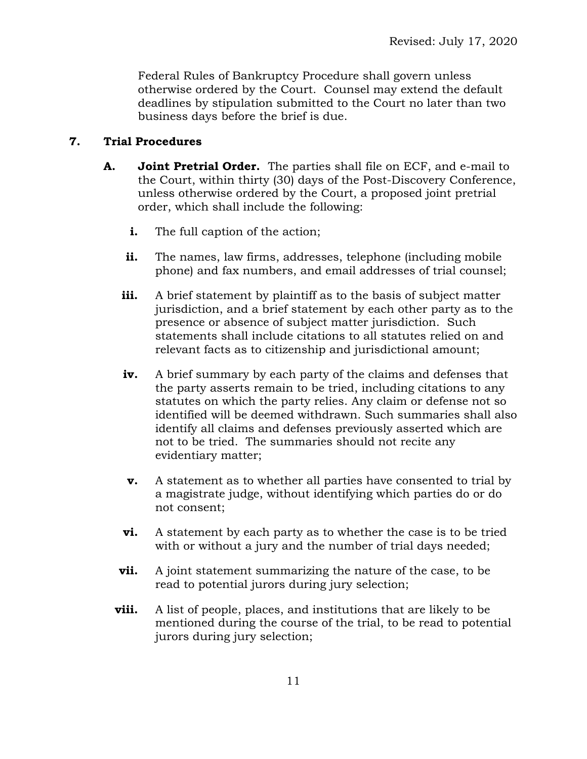Federal Rules of Bankruptcy Procedure shall govern unless otherwise ordered by the Court. Counsel may extend the default deadlines by stipulation submitted to the Court no later than two business days before the brief is due.

## 7. Trial Procedures

**A. Joint Pretrial Order.** The parties shall file on ECF, and e-mail to the Court, within thirty (30) days of the Post-Discovery Conference, unless otherwise ordered by the Court, a proposed joint pretrial order, which shall include the following:

- **i.** The full caption of the action;
- **ii.** The names, law firms, addresses, telephone (including mobile phone) and fax numbers, and email addresses of trial counsel;
- **iii.** A brief statement by plaintiff as to the basis of subject matter jurisdiction, and a brief statement by each other party as to the presence or absence of subject matter jurisdiction. Such statements shall include citations to all statutes relied on and relevant facts as to citizenship and jurisdictional amount;
- **iv.** A brief summary by each party of the claims and defenses that the party asserts remain to be tried, including citations to any statutes on which the party relies. Any claim or defense not so identified will be deemed withdrawn. Such summaries shall also identify all claims and defenses previously asserted which are not to be tried. The summaries should not recite any evidentiary matter;
- **v.** A statement as to whether all parties have consented to trial by a magistrate judge, without identifying which parties do or do not consent;
- **vi.** A statement by each party as to whether the case is to be tried with or without a jury and the number of trial days needed;
- **vii.** A joint statement summarizing the nature of the case, to be read to potential jurors during jury selection;
- **viii.** A list of people, places, and institutions that are likely to be mentioned during the course of the trial, to be read to potential jurors during jury selection;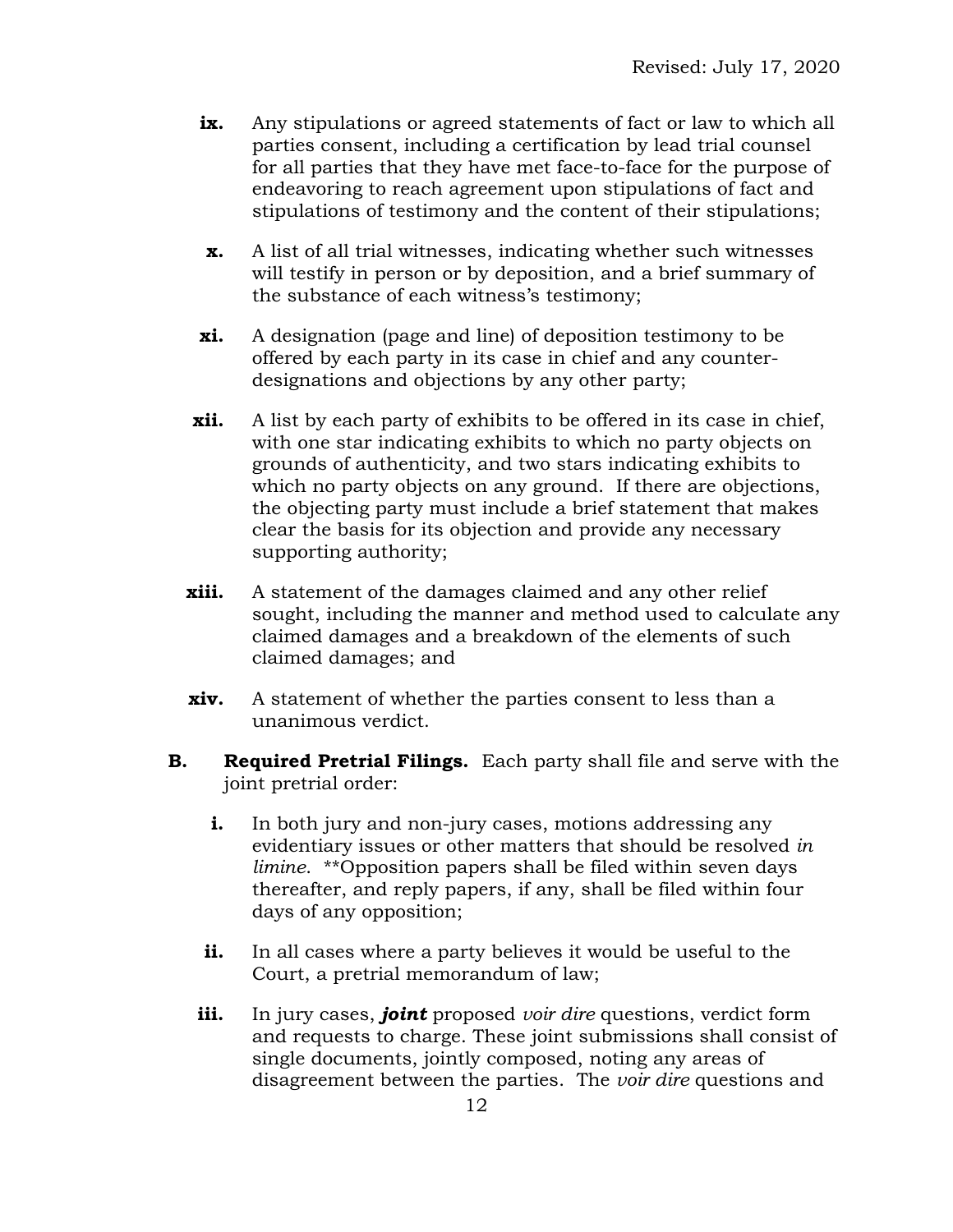**ix.** Any stipulations or agreed statements of fact or law to which all parties consent, including a certification by lead trial counsel for all parties that they have met face-to-face for the purpose of endeavoring to reach agreement upon stipulations of fact and stipulations of testimony and the content of their stipulations;

**x.** A list of all trial witnesses, indicating whether such witnesses will testify in person or by deposition, and a brief summary of the substance of each witness's testimony;

**xi.** A designation (page and line) of deposition testimony to be offered by each party in its case in chief and any counter-designations and objections by any other party;

**xii.** A list by each party of exhibits to be offered in its case in chief, with one star indicating exhibits to which no party objects on grounds of authenticity, and two stars indicating exhibits to which no party objects on any ground. If there are objections, the objecting party must include a brief statement that makes clear the basis for its objection and provide any necessary supporting authority;

**xiii.** A statement of the damages claimed and any other relief sought, including the manner and method used to calculate any claimed damages and a breakdown of the elements of such claimed damages; and

**xiv.** A statement of whether the parties consent to less than a unanimous verdict.

**B. Required Pretrial Filings.** Each party shall file and serve with the joint pretrial order:

**i.** In both jury and non-jury cases, motions addressing any evidentiary issues or other matters that should be resolved *in limine*. **Opposition papers shall be filed within seven days thereafter, and reply papers, if any, shall be filed within four days of any opposition;

**ii.** In all cases where a party believes it would be useful to the Court, a pretrial memorandum of law;

**iii.** In jury cases, ***joint*** proposed *voir dire* questions, verdict form and requests to charge. These joint submissions shall consist of single documents, jointly composed, noting any areas of disagreement between the parties. The *voir dire* questions and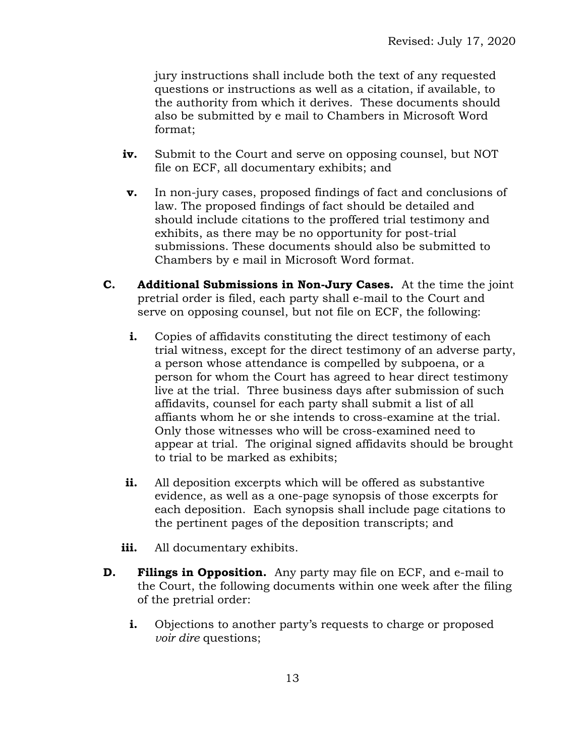jury instructions shall include both the text of any requested questions or instructions as well as a citation, if available, to the authority from which it derives. These documents should also be submitted by e mail to Chambers in Microsoft Word format;

**iv.** Submit to the Court and serve on opposing counsel, but NOT file on ECF, all documentary exhibits; and

**v.** In non-jury cases, proposed findings of fact and conclusions of law. The proposed findings of fact should be detailed and should include citations to the proffered trial testimony and exhibits, as there may be no opportunity for post-trial submissions. These documents should also be submitted to Chambers by e mail in Microsoft Word format.

**C. Additional Submissions in Non-Jury Cases.** At the time the joint pretrial order is filed, each party shall e-mail to the Court and serve on opposing counsel, but not file on ECF, the following:

**i.** Copies of affidavits constituting the direct testimony of each trial witness, except for the direct testimony of an adverse party, a person whose attendance is compelled by subpoena, or a person for whom the Court has agreed to hear direct testimony live at the trial. Three business days after submission of such affidavits, counsel for each party shall submit a list of all affiants whom he or she intends to cross-examine at the trial. Only those witnesses who will be cross-examined need to appear at trial. The original signed affidavits should be brought to trial to be marked as exhibits;

**ii.** All deposition excerpts which will be offered as substantive evidence, as well as a one-page synopsis of those excerpts for each deposition. Each synopsis shall include page citations to the pertinent pages of the deposition transcripts; and

**iii.** All documentary exhibits.

**D. Filings in Opposition.** Any party may file on ECF, and e-mail to the Court, the following documents within one week after the filing of the pretrial order:

**i.** Objections to another party's requests to charge or proposed *voir dire* questions;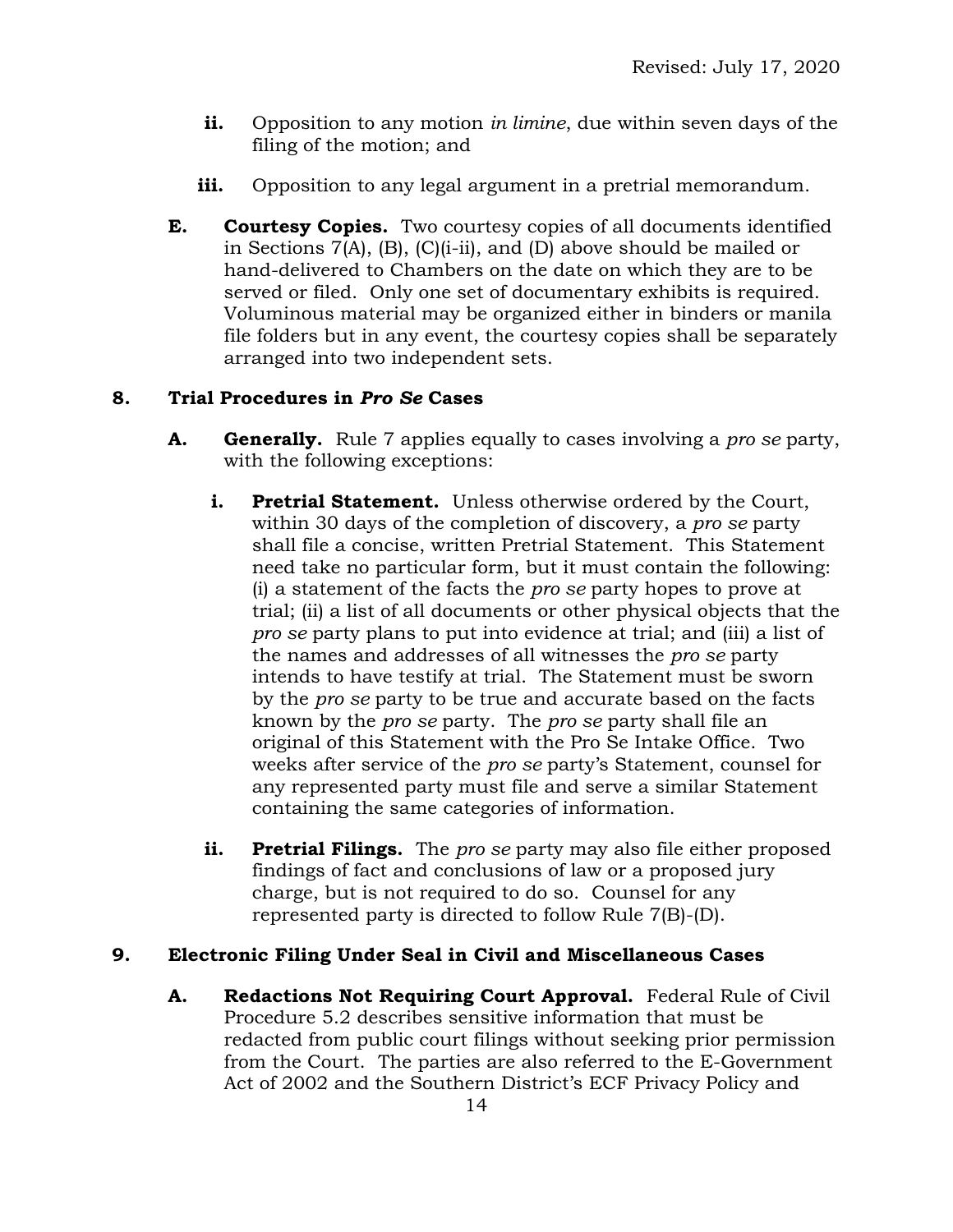- **ii.** Opposition to any motion *in limine*, due within seven days of the filing of the motion; and

- **iii.** Opposition to any legal argument in a pretrial memorandum.

**E. Courtesy Copies.** Two courtesy copies of all documents identified in Sections 7(A), (B), (C)(i-ii), and (D) above should be mailed or hand-delivered to Chambers on the date on which they are to be served or filed. Only one set of documentary exhibits is required. Voluminous material may be organized either in binders or manila file folders but in any event, the courtesy copies shall be separately arranged into two independent sets.

## 8. Trial Procedures in *Pro Se* Cases

**A. Generally.** Rule 7 applies equally to cases involving a *pro se* party, with the following exceptions:

- **i. Pretrial Statement.** Unless otherwise ordered by the Court, within 30 days of the completion of discovery, a *pro se* party shall file a concise, written Pretrial Statement. This Statement need take no particular form, but it must contain the following: (i) a statement of the facts the *pro se* party hopes to prove at trial; (ii) a list of all documents or other physical objects that the *pro se* party plans to put into evidence at trial; and (iii) a list of the names and addresses of all witnesses the *pro se* party intends to have testify at trial. The Statement must be sworn by the *pro se* party to be true and accurate based on the facts known by the *pro se* party. The *pro se* party shall file an original of this Statement with the Pro Se Intake Office. Two weeks after service of the *pro se* party's Statement, counsel for any represented party must file and serve a similar Statement containing the same categories of information.

- **ii. Pretrial Filings.** The *pro se* party may also file either proposed findings of fact and conclusions of law or a proposed jury charge, but is not required to do so. Counsel for any represented party is directed to follow Rule 7(B)-(D).

## 9. Electronic Filing Under Seal in Civil and Miscellaneous Cases

**A. Redactions Not Requiring Court Approval.** Federal Rule of Civil Procedure 5.2 describes sensitive information that must be redacted from public court filings without seeking prior permission from the Court. The parties are also referred to the E-Government Act of 2002 and the Southern District's ECF Privacy Policy and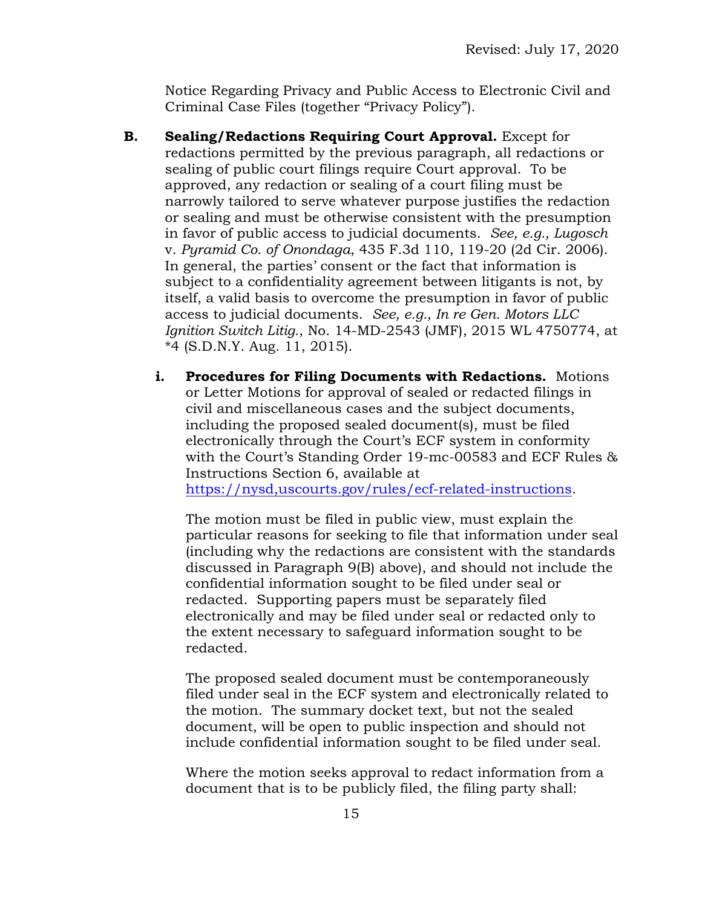Notice Regarding Privacy and Public Access to Electronic Civil and Criminal Case Files (together "Privacy Policy").

**B. Sealing/Redactions Requiring Court Approval.** Except for redactions permitted by the previous paragraph, all redactions or sealing of public court filings require Court approval. To be approved, any redaction or sealing of a court filing must be narrowly tailored to serve whatever purpose justifies the redaction or sealing and must be otherwise consistent with the presumption in favor of public access to judicial documents. *See, e.g., Lugosch* v. *Pyramid Co. of Onondaga*, 435 F.3d 110, 119-20 (2d Cir. 2006). In general, the parties' consent or the fact that information is subject to a confidentiality agreement between litigants is not, by itself, a valid basis to overcome the presumption in favor of public access to judicial documents. *See, e.g., In re Gen. Motors LLC Ignition Switch Litig.*, No. 14-MD-2543 (JMF), 2015 WL 4750774, at *4 (S.D.N.Y. Aug. 11, 2015).

**i. Procedures for Filing Documents with Redactions.** Motions or Letter Motions for approval of sealed or redacted filings in civil and miscellaneous cases and the subject documents, including the proposed sealed document(s), must be filed electronically through the Court's ECF system in conformity with the Court's Standing Order 19-mc-00583 and ECF Rules & Instructions Section 6, available at [https://nysd,uscourts.gov/rules/ecf-related-instructions](https://nysd,uscourts.gov/rules/ecf-related-instructions).

The motion must be filed in public view, must explain the particular reasons for seeking to file that information under seal (including why the redactions are consistent with the standards discussed in Paragraph 9(B) above), and should not include the confidential information sought to be filed under seal or redacted. Supporting papers must be separately filed electronically and may be filed under seal or redacted only to the extent necessary to safeguard information sought to be redacted.

The proposed sealed document must be contemporaneously filed under seal in the ECF system and electronically related to the motion. The summary docket text, but not the sealed document, will be open to public inspection and should not include confidential information sought to be filed under seal.

Where the motion seeks approval to redact information from a document that is to be publicly filed, the filing party shall: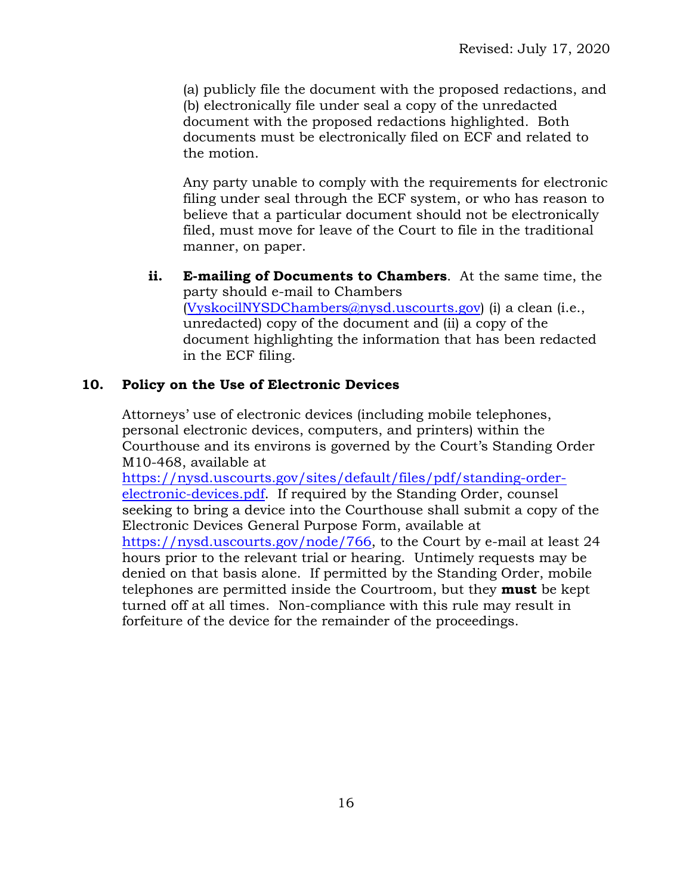(a) publicly file the document with the proposed redactions, and (b) electronically file under seal a copy of the unredacted document with the proposed redactions highlighted. Both documents must be electronically filed on ECF and related to the motion.

Any party unable to comply with the requirements for electronic filing under seal through the ECF system, or who has reason to believe that a particular document should not be electronically filed, must move for leave of the Court to file in the traditional manner, on paper.

**ii. E-mailing of Documents to Chambers**. At the same time, the party should e-mail to Chambers ([VyskocilNYSDChambers@nysd.uscourts.gov](mailto:VyskocilNYSDChambers@nysd.uscourts.gov)) (i) a clean (i.e., unredacted) copy of the document and (ii) a copy of the document highlighting the information that has been redacted in the ECF filing.

### 10. Policy on the Use of Electronic Devices

Attorneys' use of electronic devices (including mobile telephones, personal electronic devices, computers, and printers) within the Courthouse and its environs is governed by the Court's Standing Order M10-468, available at [https://nysd.uscourts.gov/sites/default/files/pdf/standing-order-electronic-devices.pdf](https://nysd.uscourts.gov/sites/default/files/pdf/standing-order-electronic-devices.pdf). If required by the Standing Order, counsel seeking to bring a device into the Courthouse shall submit a copy of the Electronic Devices General Purpose Form, available at [https://nysd.uscourts.gov/node/766](https://nysd.uscourts.gov/node/766), to the Court by e-mail at least 24 hours prior to the relevant trial or hearing. Untimely requests may be denied on that basis alone. If permitted by the Standing Order, mobile telephones are permitted inside the Courtroom, but they **must** be kept turned off at all times. Non-compliance with this rule may result in forfeiture of the device for the remainder of the proceedings.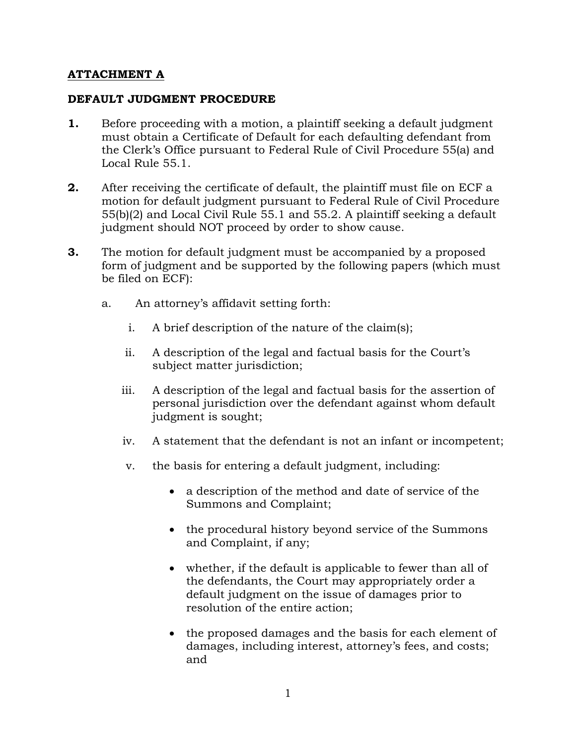## ATTACHMENT A

### DEFAULT JUDGMENT PROCEDURE

**1.** Before proceeding with a motion, a plaintiff seeking a default judgment must obtain a Certificate of Default for each defaulting defendant from the Clerk's Office pursuant to Federal Rule of Civil Procedure 55(a) and Local Rule 55.1.

**2.** After receiving the certificate of default, the plaintiff must file on ECF a motion for default judgment pursuant to Federal Rule of Civil Procedure 55(b)(2) and Local Civil Rule 55.1 and 55.2. A plaintiff seeking a default judgment should NOT proceed by order to show cause.

**3.** The motion for default judgment must be accompanied by a proposed form of judgment and be supported by the following papers (which must be filed on ECF):

a. An attorney's affidavit setting forth:

i. A brief description of the nature of the claim(s);

ii. A description of the legal and factual basis for the Court's subject matter jurisdiction;

iii. A description of the legal and factual basis for the assertion of personal jurisdiction over the defendant against whom default judgment is sought;

iv. A statement that the defendant is not an infant or incompetent;

v. the basis for entering a default judgment, including:

- a description of the method and date of service of the Summons and Complaint;
- the procedural history beyond service of the Summons and Complaint, if any;
- whether, if the default is applicable to fewer than all of the defendants, the Court may appropriately order a default judgment on the issue of damages prior to resolution of the entire action;
- the proposed damages and the basis for each element of damages, including interest, attorney's fees, and costs; and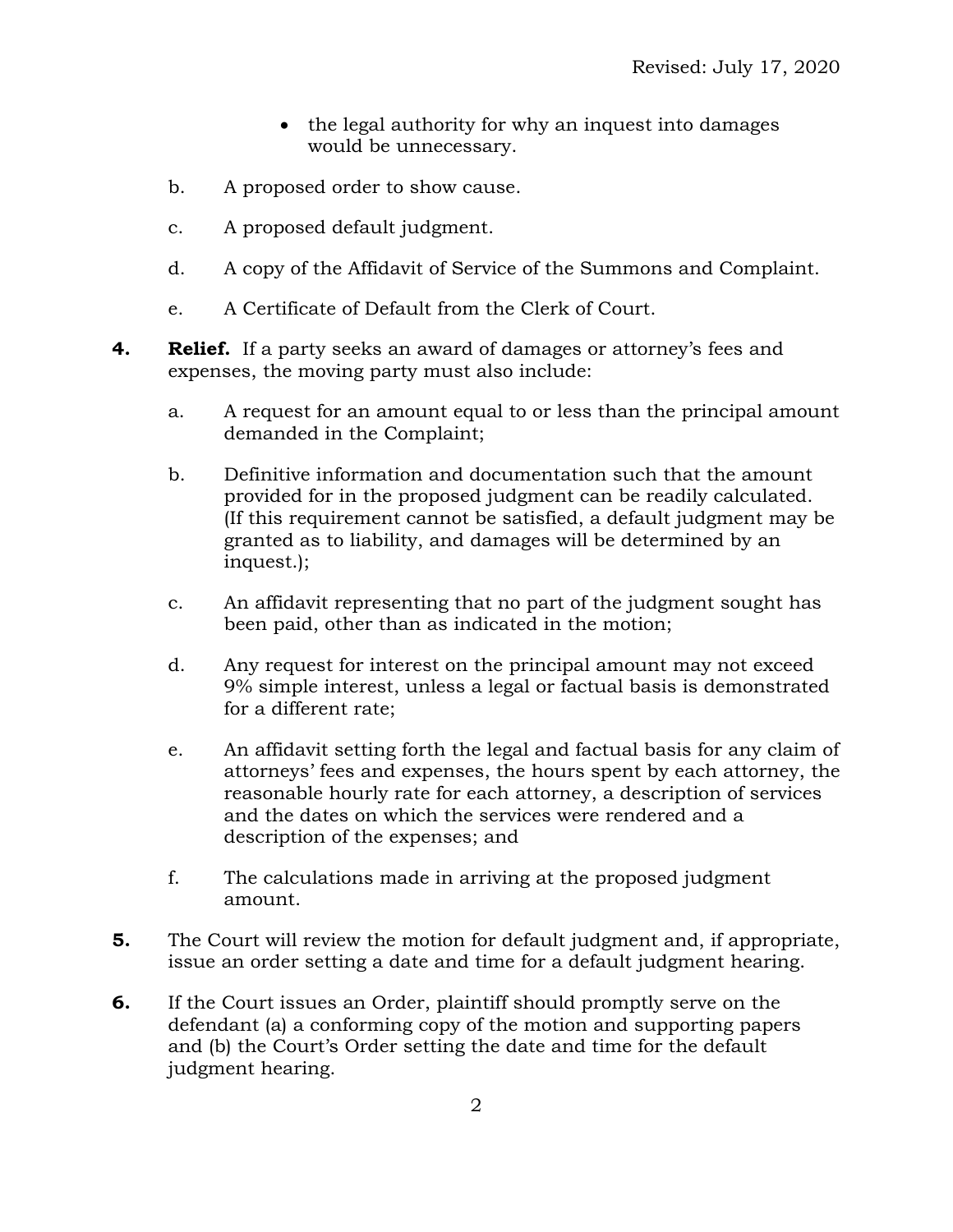Revised: July 17, 2020

- the legal authority for why an inquest into damages would be unnecessary.

b. A proposed order to show cause.

c. A proposed default judgment.

d. A copy of the Affidavit of Service of the Summons and Complaint.

e. A Certificate of Default from the Clerk of Court.

**4.** **Relief.** If a party seeks an award of damages or attorney's fees and expenses, the moving party must also include:

a. A request for an amount equal to or less than the principal amount demanded in the Complaint;

b. Definitive information and documentation such that the amount provided for in the proposed judgment can be readily calculated. (If this requirement cannot be satisfied, a default judgment may be granted as to liability, and damages will be determined by an inquest.);

c. An affidavit representing that no part of the judgment sought has been paid, other than as indicated in the motion;

d. Any request for interest on the principal amount may not exceed 9% simple interest, unless a legal or factual basis is demonstrated for a different rate;

e. An affidavit setting forth the legal and factual basis for any claim of attorneys' fees and expenses, the hours spent by each attorney, the reasonable hourly rate for each attorney, a description of services and the dates on which the services were rendered and a description of the expenses; and

f. The calculations made in arriving at the proposed judgment amount.

**5.** The Court will review the motion for default judgment and, if appropriate, issue an order setting a date and time for a default judgment hearing.

**6.** If the Court issues an Order, plaintiff should promptly serve on the defendant (a) a conforming copy of the motion and supporting papers and (b) the Court's Order setting the date and time for the default judgment hearing.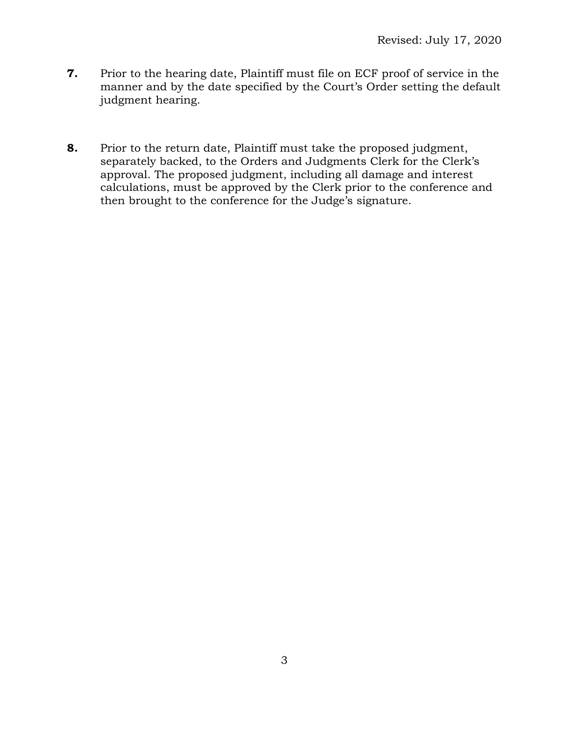Revised: July 17, 2020

**7.** Prior to the hearing date, Plaintiff must file on ECF proof of service in the manner and by the date specified by the Court's Order setting the default judgment hearing.

**8.** Prior to the return date, Plaintiff must take the proposed judgment, separately backed, to the Orders and Judgments Clerk for the Clerk's approval. The proposed judgment, including all damage and interest calculations, must be approved by the Clerk prior to the conference and then brought to the conference for the Judge's signature.